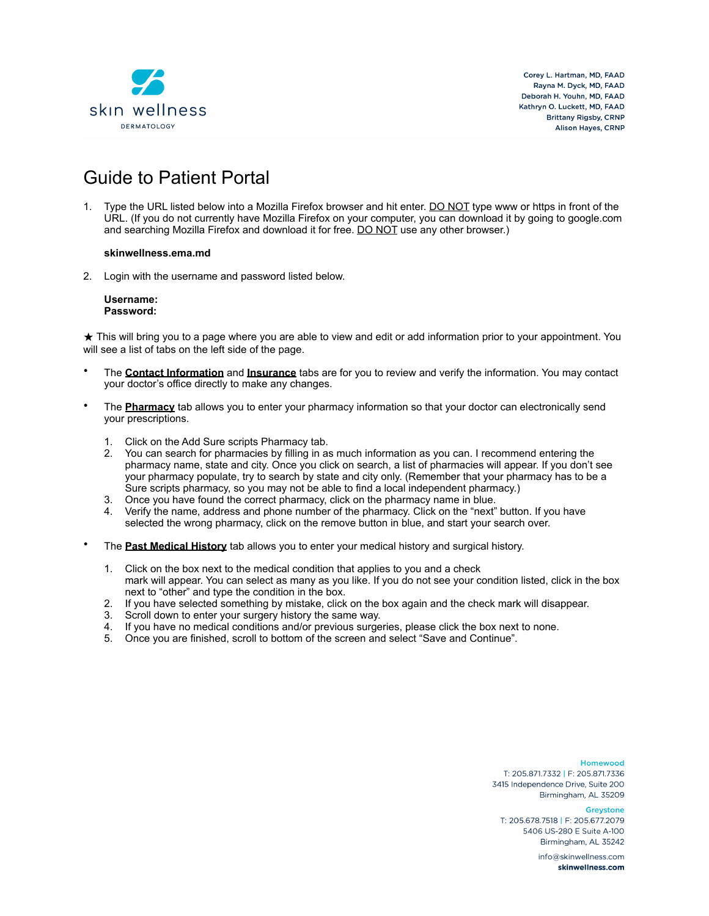skin wellness

DERMATOLOGY

Corey L. Hartman, MD, FAAD
Rayna M. Dyck, MD, FAAD
Deborah H. Youhn, MD, FAAD
Kathryn O. Luckett, MD, FAAD
Brittany Rigsby, CRNP
Alison Hayes, CRNP

# Guide to Patient Portal

1. Type the URL listed below into a Mozilla Firefox browser and hit enter. <u>DO NOT</u> type www or https in front of the URL. (If you do not currently have Mozilla Firefox on your computer, you can download it by going to google.com and searching Mozilla Firefox and download it for free. <u>DO NOT</u> use any other browser.)

   **skinwellness.ema.md**

2. Login with the username and password listed below.

   **Username:**
   **Password:**

★ This will bring you to a page where you are able to view and edit or add information prior to your appointment. You will see a list of tabs on the left side of the page.

- The <u>**Contact Information**</u> and <u>**Insurance**</u> tabs are for you to review and verify the information. You may contact your doctor's office directly to make any changes.

- The <u>**Pharmacy**</u> tab allows you to enter your pharmacy information so that your doctor can electronically send your prescriptions.

  1. Click on the Add Sure scripts Pharmacy tab.
  2. You can search for pharmacies by filling in as much information as you can. I recommend entering the pharmacy name, state and city. Once you click on search, a list of pharmacies will appear. If you don't see your pharmacy populate, try to search by state and city only. (Remember that your pharmacy has to be a Sure scripts pharmacy, so you may not be able to find a local independent pharmacy.)
  3. Once you have found the correct pharmacy, click on the pharmacy name in blue.
  4. Verify the name, address and phone number of the pharmacy. Click on the "next" button. If you have selected the wrong pharmacy, click on the remove button in blue, and start your search over.

- The <u>**Past Medical History**</u> tab allows you to enter your medical history and surgical history.

  1. Click on the box next to the medical condition that applies to you and a check mark will appear. You can select as many as you like. If you do not see your condition listed, click in the box next to "other" and type the condition in the box.
  2. If you have selected something by mistake, click on the box again and the check mark will disappear.
  3. Scroll down to enter your surgery history the same way.
  4. If you have no medical conditions and/or previous surgeries, please click the box next to none.
  5. Once you are finished, scroll to bottom of the screen and select "Save and Continue".

**Homewood**
T: 205.871.7332 | F: 205.871.7336
3415 Independence Drive, Suite 200
Birmingham, AL 35209

**Greystone**
T: 205.678.7518 | F: 205.677.2079
5406 US-280 E Suite A-100
Birmingham, AL 35242

info@skinwellness.com
**skinwellness.com**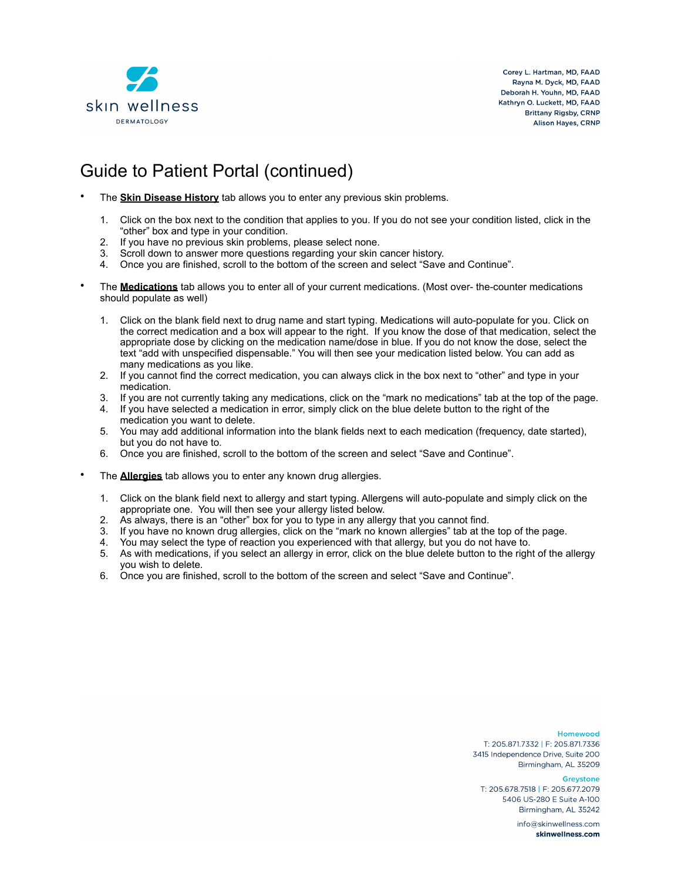# Guide to Patient Portal (continued)

- The **Skin Disease History** tab allows you to enter any previous skin problems.

  1. Click on the box next to the condition that applies to you. If you do not see your condition listed, click in the "other" box and type in your condition.
  2. If you have no previous skin problems, please select none.
  3. Scroll down to answer more questions regarding your skin cancer history.
  4. Once you are finished, scroll to the bottom of the screen and select "Save and Continue".

- The **Medications** tab allows you to enter all of your current medications. (Most over- the-counter medications should populate as well)

  1. Click on the blank field next to drug name and start typing. Medications will auto-populate for you. Click on the correct medication and a box will appear to the right. If you know the dose of that medication, select the appropriate dose by clicking on the medication name/dose in blue. If you do not know the dose, select the text "add with unspecified dispensable." You will then see your medication listed below. You can add as many medications as you like.
  2. If you cannot find the correct medication, you can always click in the box next to "other" and type in your medication.
  3. If you are not currently taking any medications, click on the "mark no medications" tab at the top of the page.
  4. If you have selected a medication in error, simply click on the blue delete button to the right of the medication you want to delete.
  5. You may add additional information into the blank fields next to each medication (frequency, date started), but you do not have to.
  6. Once you are finished, scroll to the bottom of the screen and select "Save and Continue".

- The **Allergies** tab allows you to enter any known drug allergies.

  1. Click on the blank field next to allergy and start typing. Allergens will auto-populate and simply click on the appropriate one. You will then see your allergy listed below.
  2. As always, there is an "other" box for you to type in any allergy that you cannot find.
  3. If you have no known drug allergies, click on the "mark no known allergies" tab at the top of the page.
  4. You may select the type of reaction you experienced with that allergy, but you do not have to.
  5. As with medications, if you select an allergy in error, click on the blue delete button to the right of the allergy you wish to delete.
  6. Once you are finished, scroll to the bottom of the screen and select "Save and Continue".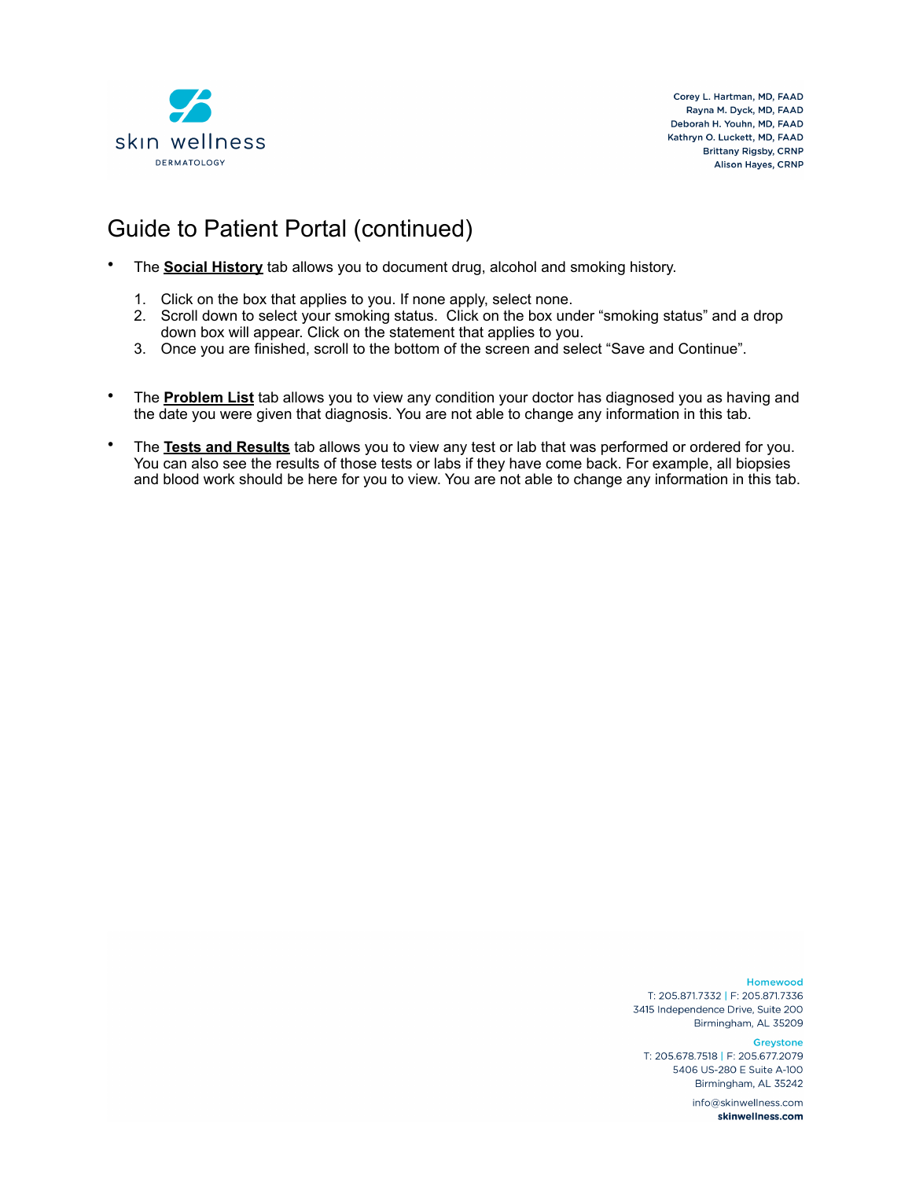# Guide to Patient Portal (continued)

- The **Social History** tab allows you to document drug, alcohol and smoking history.

  1. Click on the box that applies to you. If none apply, select none.
  2. Scroll down to select your smoking status. Click on the box under "smoking status" and a drop down box will appear. Click on the statement that applies to you.
  3. Once you are finished, scroll to the bottom of the screen and select "Save and Continue".

- The **Problem List** tab allows you to view any condition your doctor has diagnosed you as having and the date you were given that diagnosis. You are not able to change any information in this tab.

- The **Tests and Results** tab allows you to view any test or lab that was performed or ordered for you. You can also see the results of those tests or labs if they have come back. For example, all biopsies and blood work should be here for you to view. You are not able to change any information in this tab.